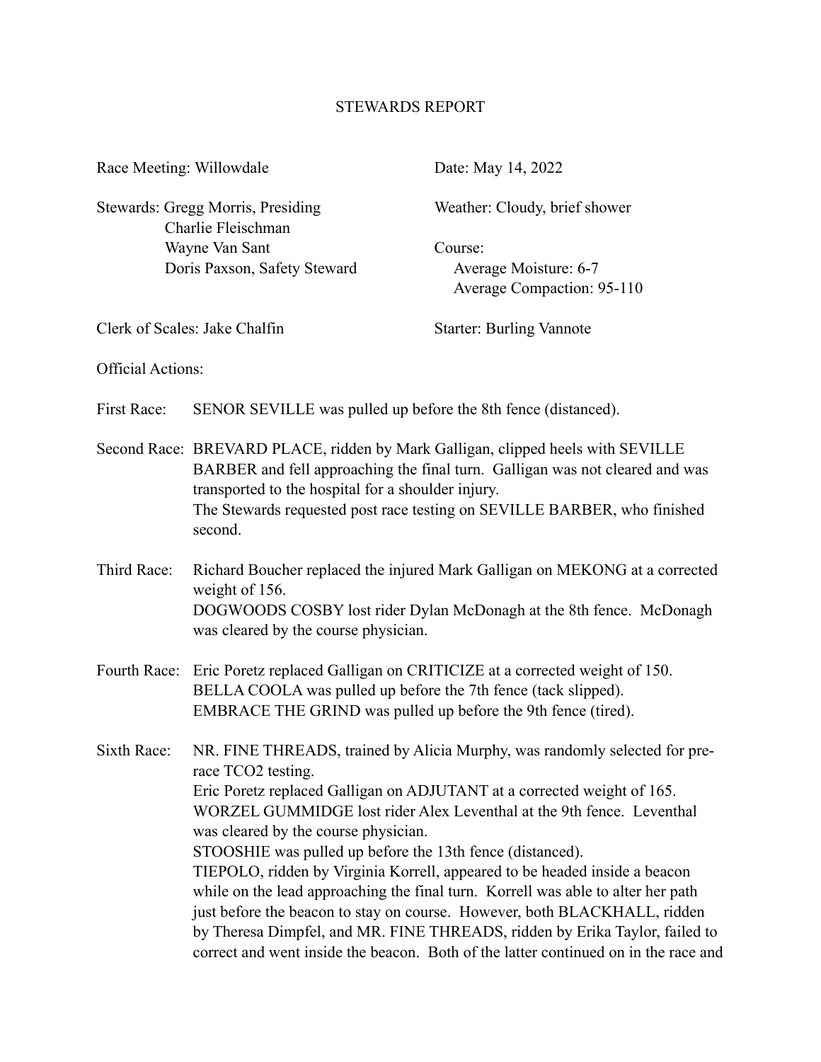# STEWARDS REPORT

Race Meeting: Willowdale

Date: May 14, 2022

Stewards: Gregg Morris, Presiding
Charlie Fleischman
Wayne Van Sant
Doris Paxson, Safety Steward

Weather: Cloudy, brief shower

Course:
Average Moisture: 6-7
Average Compaction: 95-110

Clerk of Scales: Jake Chalfin

Starter: Burling Vannote

Official Actions:

**First Race:** SENOR SEVILLE was pulled up before the 8th fence (distanced).

**Second Race:** BREVARD PLACE, ridden by Mark Galligan, clipped heels with SEVILLE BARBER and fell approaching the final turn. Galligan was not cleared and was transported to the hospital for a shoulder injury.
The Stewards requested post race testing on SEVILLE BARBER, who finished second.

**Third Race:** Richard Boucher replaced the injured Mark Galligan on MEKONG at a corrected weight of 156.
DOGWOODS COSBY lost rider Dylan McDonagh at the 8th fence. McDonagh was cleared by the course physician.

**Fourth Race:** Eric Poretz replaced Galligan on CRITICIZE at a corrected weight of 150.
BELLA COOLA was pulled up before the 7th fence (tack slipped).
EMBRACE THE GRIND was pulled up before the 9th fence (tired).

**Sixth Race:** NR. FINE THREADS, trained by Alicia Murphy, was randomly selected for pre-race TCO2 testing.
Eric Poretz replaced Galligan on ADJUTANT at a corrected weight of 165.
WORZEL GUMMIDGE lost rider Alex Leventhal at the 9th fence. Leventhal was cleared by the course physician.
STOOSHIE was pulled up before the 13th fence (distanced).
TIEPOLO, ridden by Virginia Korrell, appeared to be headed inside a beacon while on the lead approaching the final turn. Korrell was able to alter her path just before the beacon to stay on course. However, both BLACKHALL, ridden by Theresa Dimpfel, and MR. FINE THREADS, ridden by Erika Taylor, failed to correct and went inside the beacon. Both of the latter continued on in the race and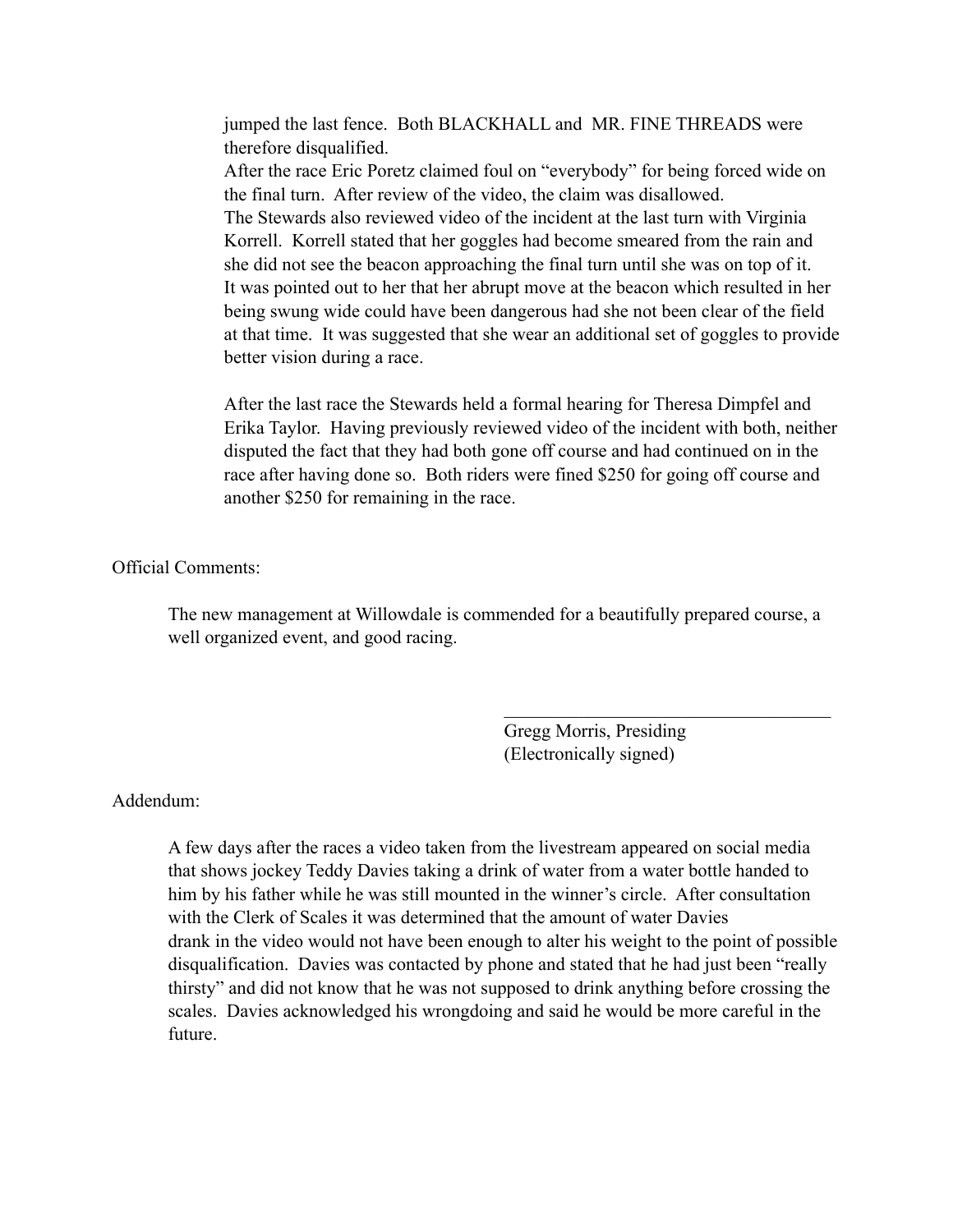jumped the last fence. Both BLACKHALL and MR. FINE THREADS were therefore disqualified.

After the race Eric Poretz claimed foul on "everybody" for being forced wide on the final turn. After review of the video, the claim was disallowed.

The Stewards also reviewed video of the incident at the last turn with Virginia Korrell. Korrell stated that her goggles had become smeared from the rain and she did not see the beacon approaching the final turn until she was on top of it. It was pointed out to her that her abrupt move at the beacon which resulted in her being swung wide could have been dangerous had she not been clear of the field at that time. It was suggested that she wear an additional set of goggles to provide better vision during a race.

After the last race the Stewards held a formal hearing for Theresa Dimpfel and Erika Taylor. Having previously reviewed video of the incident with both, neither disputed the fact that they had both gone off course and had continued on in the race after having done so. Both riders were fined $250 for going off course and another $250 for remaining in the race.

Official Comments:

The new management at Willowdale is commended for a beautifully prepared course, a well organized event, and good racing.

Gregg Morris, Presiding
(Electronically signed)

Addendum:

A few days after the races a video taken from the livestream appeared on social media that shows jockey Teddy Davies taking a drink of water from a water bottle handed to him by his father while he was still mounted in the winner's circle. After consultation with the Clerk of Scales it was determined that the amount of water Davies drank in the video would not have been enough to alter his weight to the point of possible disqualification. Davies was contacted by phone and stated that he had just been "really thirsty" and did not know that he was not supposed to drink anything before crossing the scales. Davies acknowledged his wrongdoing and said he would be more careful in the future.